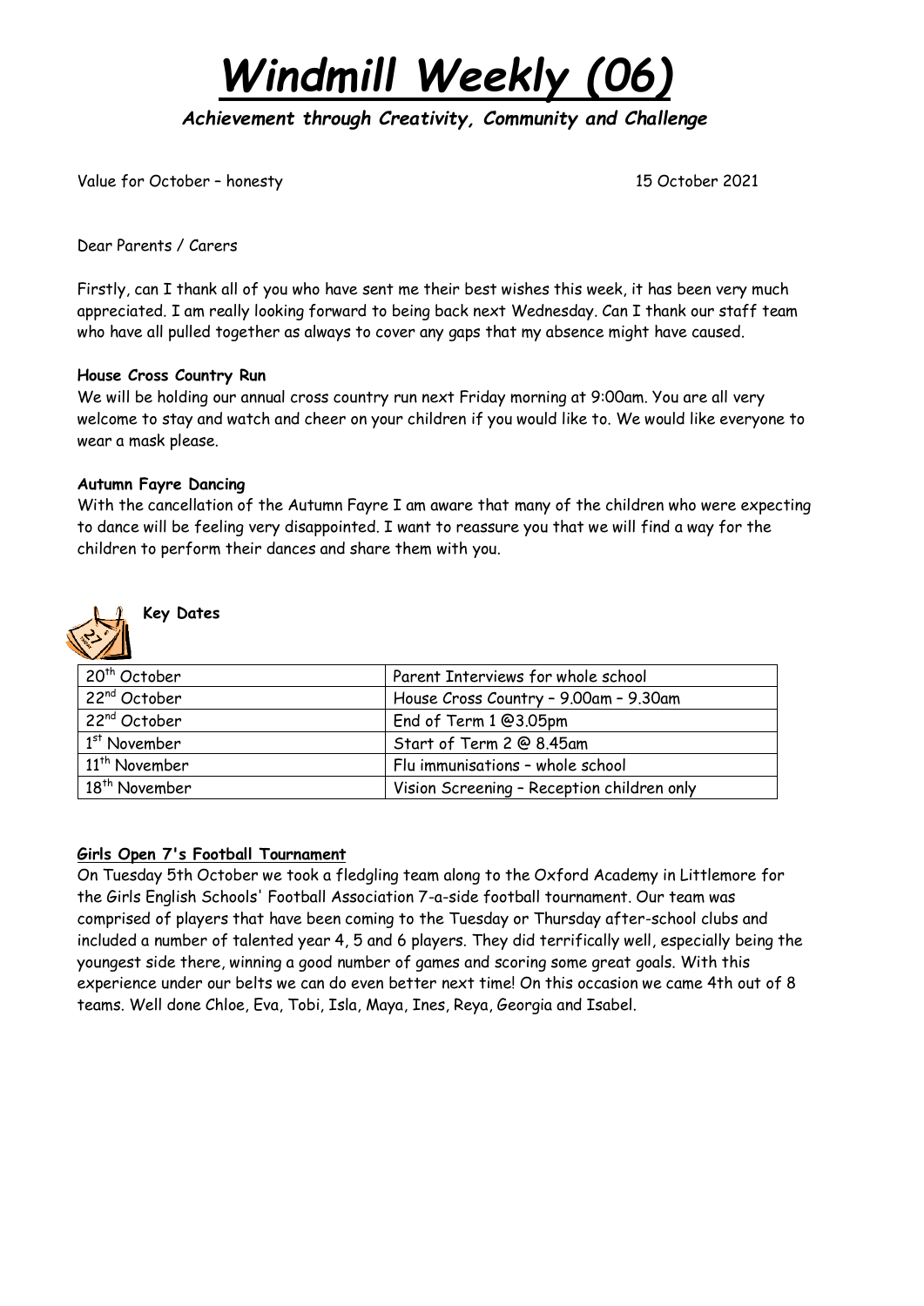# *Windmill Weekly (06)*

***Achievement through Creativity, Community and Challenge***

Value for October – honesty 15 October 2021

Dear Parents / Carers

Firstly, can I thank all of you who have sent me their best wishes this week, it has been very much appreciated. I am really looking forward to being back next Wednesday. Can I thank our staff team who have all pulled together as always to cover any gaps that my absence might have caused.

**House Cross Country Run**

We will be holding our annual cross country run next Friday morning at 9:00am. You are all very welcome to stay and watch and cheer on your children if you would like to. We would like everyone to wear a mask please.

**Autumn Fayre Dancing**

With the cancellation of the Autumn Fayre I am aware that many of the children who were expecting to dance will be feeling very disappointed. I want to reassure you that we will find a way for the children to perform their dances and share them with you.

**Key Dates**

| | |
|---|---|
| 20th October | Parent Interviews for whole school |
| 22nd October | House Cross Country – 9.00am – 9.30am |
| 22nd October | End of Term 1 @3.05pm |
| 1st November | Start of Term 2 @ 8.45am |
| 11th November | Flu immunisations – whole school |
| 18th November | Vision Screening – Reception children only |

**Girls Open 7's Football Tournament**

On Tuesday 5th October we took a fledgling team along to the Oxford Academy in Littlemore for the Girls English Schools' Football Association 7-a-side football tournament. Our team was comprised of players that have been coming to the Tuesday or Thursday after-school clubs and included a number of talented year 4, 5 and 6 players. They did terrifically well, especially being the youngest side there, winning a good number of games and scoring some great goals. With this experience under our belts we can do even better next time! On this occasion we came 4th out of 8 teams. Well done Chloe, Eva, Tobi, Isla, Maya, Ines, Reya, Georgia and Isabel.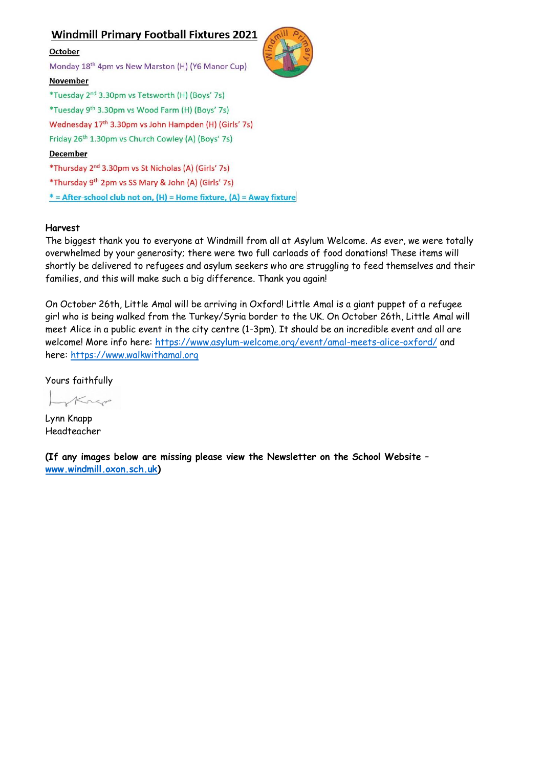## Windmill Primary Football Fixtures 2021

**October**

Monday 18th 4pm vs New Marston (H) (Y6 Manor Cup)

**November**

*Tuesday 2nd 3.30pm vs Tetsworth (H) (Boys' 7s)

*Tuesday 9th 3.30pm vs Wood Farm (H) (Boys' 7s)

Wednesday 17th 3.30pm vs John Hampden (H) (Girls' 7s)

Friday 26th 1.30pm vs Church Cowley (A) (Boys' 7s)

**December**

*Thursday 2nd 3.30pm vs St Nicholas (A) (Girls' 7s)

*Thursday 9th 2pm vs SS Mary & John (A) (Girls' 7s)

* = After-school club not on, (H) = Home fixture, (A) = Away fixture

**Harvest**

The biggest thank you to everyone at Windmill from all at Asylum Welcome. As ever, we were totally overwhelmed by your generosity; there were two full carloads of food donations! These items will shortly be delivered to refugees and asylum seekers who are struggling to feed themselves and their families, and this will make such a big difference. Thank you again!

On October 26th, Little Amal will be arriving in Oxford! Little Amal is a giant puppet of a refugee girl who is being walked from the Turkey/Syria border to the UK. On October 26th, Little Amal will meet Alice in a public event in the city centre (1-3pm). It should be an incredible event and all are welcome! More info here: https://www.asylum-welcome.org/event/amal-meets-alice-oxford/ and here: https://www.walkwithamal.org

Yours faithfully

Lynn Knapp
Headteacher

**(If any images below are missing please view the Newsletter on the School Website – www.windmill.oxon.sch.uk)**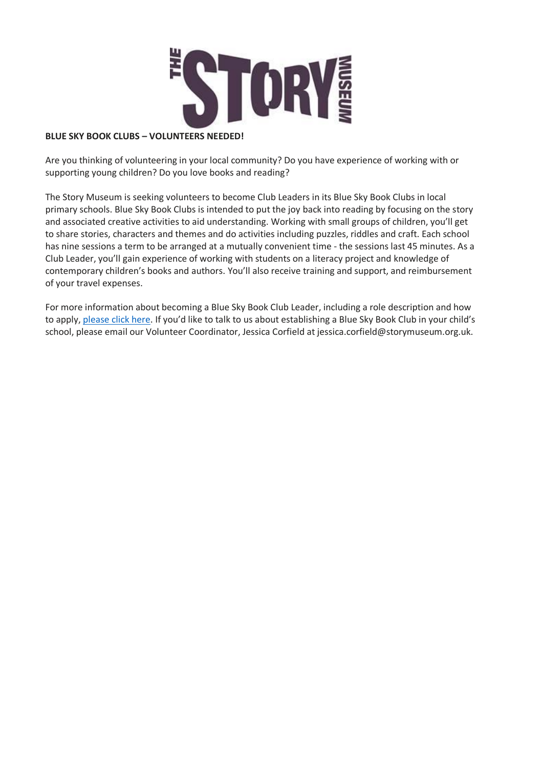THE STORY MUSEUM

**BLUE SKY BOOK CLUBS – VOLUNTEERS NEEDED!**

Are you thinking of volunteering in your local community? Do you have experience of working with or supporting young children? Do you love books and reading?

The Story Museum is seeking volunteers to become Club Leaders in its Blue Sky Book Clubs in local primary schools. Blue Sky Book Clubs is intended to put the joy back into reading by focusing on the story and associated creative activities to aid understanding. Working with small groups of children, you'll get to share stories, characters and themes and do activities including puzzles, riddles and craft. Each school has nine sessions a term to be arranged at a mutually convenient time - the sessions last 45 minutes. As a Club Leader, you'll gain experience of working with students on a literacy project and knowledge of contemporary children's books and authors. You'll also receive training and support, and reimbursement of your travel expenses.

For more information about becoming a Blue Sky Book Club Leader, including a role description and how to apply, please click here. If you'd like to talk to us about establishing a Blue Sky Book Club in your child's school, please email our Volunteer Coordinator, Jessica Corfield at jessica.corfield@storymuseum.org.uk.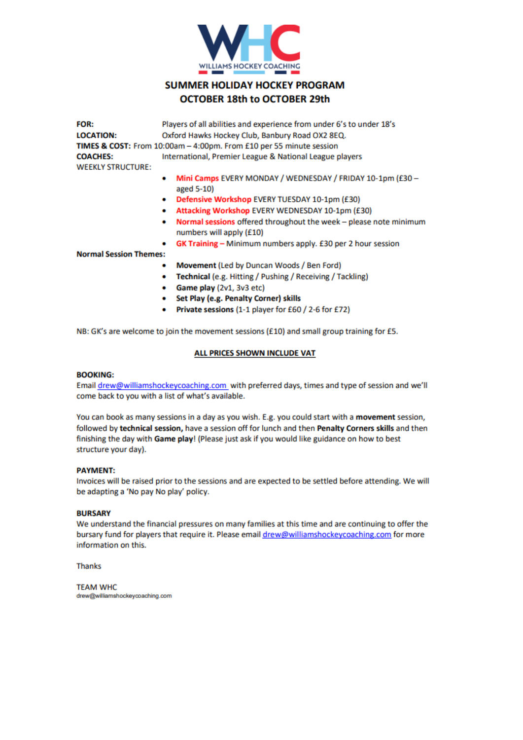WILLIAMS HOCKEY COACHING

## SUMMER HOLIDAY HOCKEY PROGRAM
## OCTOBER 18th to OCTOBER 29th

**FOR:** Players of all abilities and experience from under 6's to under 18's
**LOCATION:** Oxford Hawks Hockey Club, Banbury Road OX2 8EQ.
**TIMES & COST:** From 10:00am – 4:00pm. From £10 per 55 minute session
**COACHES:** International, Premier League & National League players
WEEKLY STRUCTURE:

- Mini Camps EVERY MONDAY / WEDNESDAY / FRIDAY 10-1pm (£30 – aged 5-10)
- Defensive Workshop EVERY TUESDAY 10-1pm (£30)
- Attacking Workshop EVERY WEDNESDAY 10-1pm (£30)
- Normal sessions offered throughout the week – please note minimum numbers will apply (£10)
- GK Training – Minimum numbers apply. £30 per 2 hour session

**Normal Session Themes:**

- **Movement** (Led by Duncan Woods / Ben Ford)
- **Technical** (e.g. Hitting / Pushing / Receiving / Tackling)
- **Game play** (2v1, 3v3 etc)
- **Set Play (e.g. Penalty Corner) skills**
- **Private sessions** (1-1 player for £60 / 2-6 for £72)

NB: GK's are welcome to join the movement sessions (£10) and small group training for £5.

**ALL PRICES SHOWN INCLUDE VAT**

**BOOKING:**
Email drew@williamshockeycoaching.com with preferred days, times and type of session and we'll come back to you with a list of what's available.

You can book as many sessions in a day as you wish. E.g. you could start with a **movement** session, followed by **technical session,** have a session off for lunch and then **Penalty Corners skills** and then finishing the day with **Game play**! (Please just ask if you would like guidance on how to best structure your day).

**PAYMENT:**
Invoices will be raised prior to the sessions and are expected to be settled before attending. We will be adapting a 'No pay No play' policy.

**BURSARY**
We understand the financial pressures on many families at this time and are continuing to offer the bursary fund for players that require it. Please email drew@williamshockeycoaching.com for more information on this.

Thanks

TEAM WHC
drew@williamshockeycoaching.com